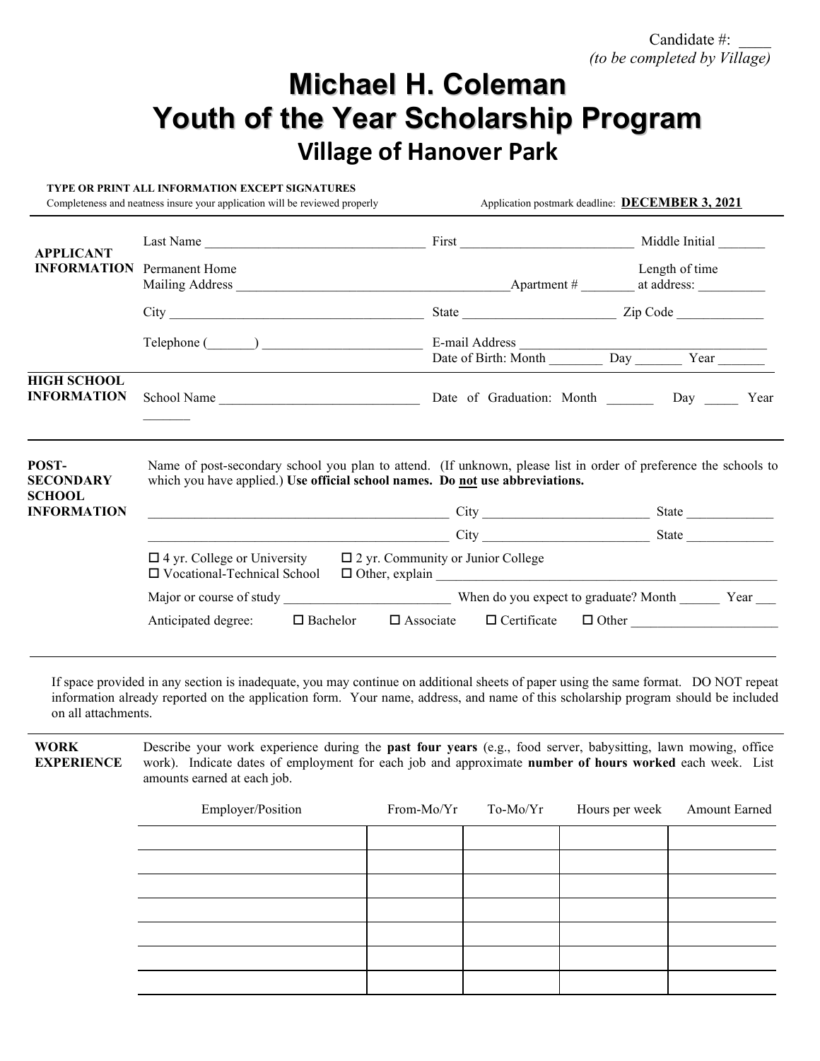Candidate #: ____
*(to be completed by Village)*

# Michael H. Coleman
# Youth of the Year Scholarship Program
## Village of Hanover Park

**TYPE OR PRINT ALL INFORMATION EXCEPT SIGNATURES**
Completeness and neatness insure your application will be reviewed properly

Application postmark deadline: **DECEMBER 3, 2021**

---

**APPLICANT INFORMATION**

Last Name ________________________________ First _________________________ Middle Initial _______

Permanent Home Mailing Address ________________________________________Apartment # ________ Length of time at address: __________

City ______________________________________ State ______________________ Zip Code _____________

Telephone (_______) ______________________ E-mail Address ____________________________________

Date of Birth: Month ________ Day _______ Year _______

**HIGH SCHOOL INFORMATION**

School Name _____________________________ Date of Graduation: Month _______ Day _____ Year _______

---

**POST-SECONDARY SCHOOL INFORMATION**

Name of post-secondary school you plan to attend. (If unknown, please list in order of preference the schools to which you have applied.) **Use official school names. Do not use abbreviations.**

_____________________________________________ City _________________________ State _____________

_____________________________________________ City _________________________ State _____________

☐ 4 yr. College or University ☐ 2 yr. Community or Junior College
☐ Vocational-Technical School ☐ Other, explain ________________________________________________

Major or course of study ________________________ When do you expect to graduate? Month ______ Year ___

Anticipated degree: ☐ Bachelor ☐ Associate ☐ Certificate ☐ Other _____________________

---

If space provided in any section is inadequate, you may continue on additional sheets of paper using the same format. DO NOT repeat information already reported on the application form. Your name, address, and name of this scholarship program should be included on all attachments.

---

**WORK EXPERIENCE**

Describe your work experience during the **past four years** (e.g., food server, babysitting, lawn mowing, office work). Indicate dates of employment for each job and approximate **number of hours worked** each week. List amounts earned at each job.

| Employer/Position | From-Mo/Yr | To-Mo/Yr | Hours per week | Amount Earned |
|---|---|---|---|---|
| | | | | |
| | | | | |
| | | | | |
| | | | | |
| | | | | |
| | | | | |
| | | | | |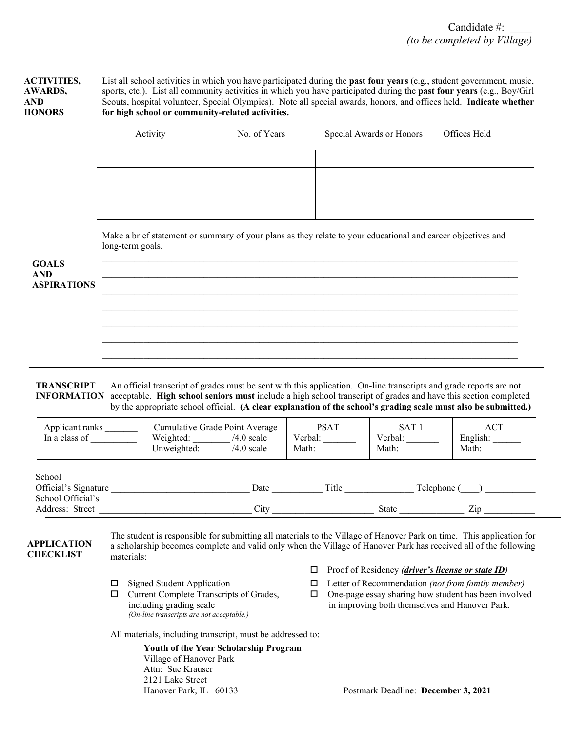Candidate #: ____
*(to be completed by Village)*

**ACTIVITIES, AWARDS, AND HONORS**

List all school activities in which you have participated during the **past four years** (e.g., student government, music, sports, etc.). List all community activities in which you have participated during the **past four years** (e.g., Boy/Girl Scouts, hospital volunteer, Special Olympics). Note all special awards, honors, and offices held. **Indicate whether for high school or community-related activities.**

| Activity | No. of Years | Special Awards or Honors | Offices Held |
|---|---|---|---|
| | | | |
| | | | |
| | | | |
| | | | |

**GOALS AND ASPIRATIONS**

Make a brief statement or summary of your plans as they relate to your educational and career objectives and long-term goals.

_______________________________________________________________________________________

_______________________________________________________________________________________

_______________________________________________________________________________________

_______________________________________________________________________________________

_______________________________________________________________________________________

_______________________________________________________________________________________

_______________________________________________________________________________________

---

**TRANSCRIPT INFORMATION**

An official transcript of grades must be sent with this application. On-line transcripts and grade reports are not acceptable. **High school seniors must** include a high school transcript of grades and have this section completed by the appropriate school official. **(A clear explanation of the school's grading scale must also be submitted.)**

| | | | | |
|---|---|---|---|---|
| Applicant ranks _______ In a class of __________ | Cumulative Grade Point Average<br>Weighted: ________ /4.0 scale<br>Unweighted: ______ /4.0 scale | PSAT<br>Verbal: _______<br>Math: ________ | SAT 1<br>Verbal: _______<br>Math: ________ | ACT<br>English: ______<br>Math: ________ |

School Official's Signature ______________________________ Date ___________ Title _______________ Telephone (____) ___________

School Official's Address: Street ________________________________ City ______________________ State ______________ Zip ___________

---

**APPLICATION CHECKLIST**

The student is responsible for submitting all materials to the Village of Hanover Park on time. This application for a scholarship becomes complete and valid only when the Village of Hanover Park has received all of the following materials:

- ☐ Signed Student Application
- ☐ Current Complete Transcripts of Grades, including grading scale
  *(On-line transcripts are not acceptable.)*
- ☐ Proof of Residency ***driver's license or state ID***
- ☐ Letter of Recommendation *(not from family member)*
- ☐ One-page essay sharing how student has been involved in improving both themselves and Hanover Park.

All materials, including transcript, must be addressed to:

**Youth of the Year Scholarship Program**
Village of Hanover Park
Attn: Sue Krauser
2121 Lake Street
Hanover Park, IL 60133

Postmark Deadline: **December 3, 2021**